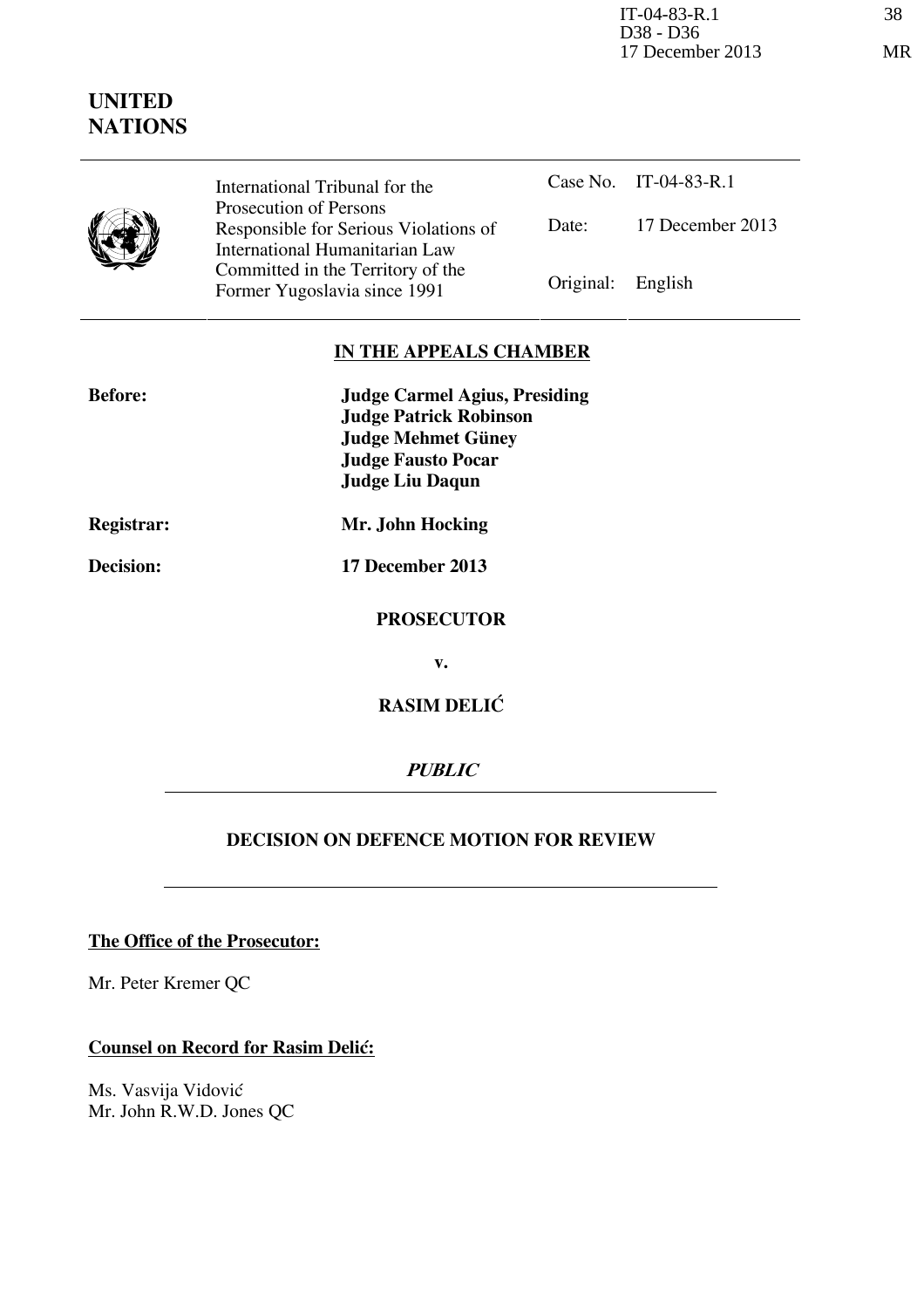IT-04-83-R.1
D38 - D36
17 December 2013

# UNITED NATIONS

| International Tribunal for the Prosecution of Persons Responsible for Serious Violations of International Humanitarian Law Committed in the Territory of the Former Yugoslavia since 1991 | Case No. | IT-04-83-R.1 |
| --- | --- | --- |
| | Date: | 17 December 2013 |
| | Original: | English |

## IN THE APPEALS CHAMBER

**Before:** **Judge Carmel Agius, Presiding**
**Judge Patrick Robinson**
**Judge Mehmet Güney**
**Judge Fausto Pocar**
**Judge Liu Daqun**

**Registrar:** **Mr. John Hocking**

**Decision:** **17 December 2013**

**PROSECUTOR**

**v.**

**RASIM DELIĆ**

***PUBLIC***

**DECISION ON DEFENCE MOTION FOR REVIEW**

**The Office of the Prosecutor:**

Mr. Peter Kremer QC

**Counsel on Record for Rasim Delić:**

Ms. Vasvija Vidović
Mr. John R.W.D. Jones QC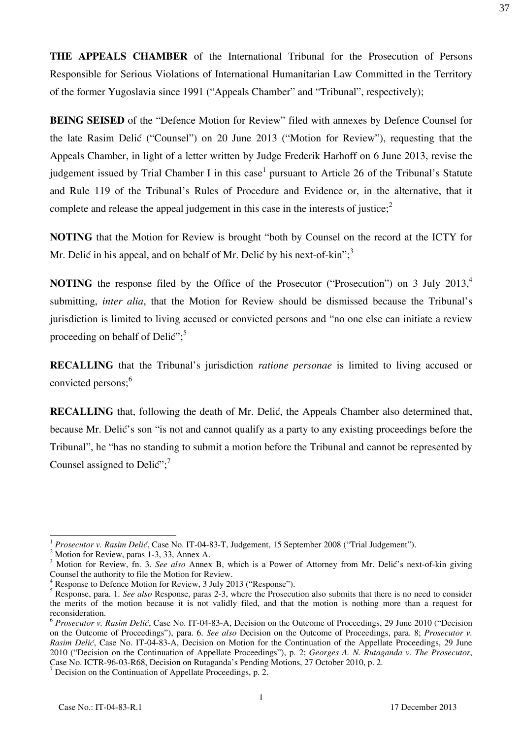**THE APPEALS CHAMBER** of the International Tribunal for the Prosecution of Persons Responsible for Serious Violations of International Humanitarian Law Committed in the Territory of the former Yugoslavia since 1991 ("Appeals Chamber" and "Tribunal", respectively);

**BEING SEISED** of the "Defence Motion for Review" filed with annexes by Defence Counsel for the late Rasim Delić ("Counsel") on 20 June 2013 ("Motion for Review"), requesting that the Appeals Chamber, in light of a letter written by Judge Frederik Harhoff on 6 June 2013, revise the judgement issued by Trial Chamber I in this case[1] pursuant to Article 26 of the Tribunal's Statute and Rule 119 of the Tribunal's Rules of Procedure and Evidence or, in the alternative, that it complete and release the appeal judgement in this case in the interests of justice;[2]

**NOTING** that the Motion for Review is brought "both by Counsel on the record at the ICTY for Mr. Delić in his appeal, and on behalf of Mr. Delić by his next-of-kin";[3]

**NOTING** the response filed by the Office of the Prosecutor ("Prosecution") on 3 July 2013,[4] submitting, *inter alia*, that the Motion for Review should be dismissed because the Tribunal's jurisdiction is limited to living accused or convicted persons and "no one else can initiate a review proceeding on behalf of Delić";[5]

**RECALLING** that the Tribunal's jurisdiction *ratione personae* is limited to living accused or convicted persons;[6]

**RECALLING** that, following the death of Mr. Delić, the Appeals Chamber also determined that, because Mr. Delić's son "is not and cannot qualify as a party to any existing proceedings before the Tribunal", he "has no standing to submit a motion before the Tribunal and cannot be represented by Counsel assigned to Delić";[7]

---

[1] *Prosecutor v. Rasim Delić*, Case No. IT-04-83-T, Judgement, 15 September 2008 ("Trial Judgement").

[2] Motion for Review, paras 1-3, 33, Annex A.

[3] Motion for Review, fn. 3. *See also* Annex B, which is a Power of Attorney from Mr. Delić's next-of-kin giving Counsel the authority to file the Motion for Review.

[4] Response to Defence Motion for Review, 3 July 2013 ("Response").

[5] Response, para. 1. *See also* Response, paras 2-3, where the Prosecution also submits that there is no need to consider the merits of the motion because it is not validly filed, and that the motion is nothing more than a request for reconsideration.

[6] *Prosecutor v. Rasim Delić*, Case No. IT-04-83-A, Decision on the Outcome of Proceedings, 29 June 2010 ("Decision on the Outcome of Proceedings"), para. 6. *See also* Decision on the Outcome of Proceedings, para. 8; *Prosecutor v. Rasim Delić*, Case No. IT-04-83-A, Decision on Motion for the Continuation of the Appellate Proceedings, 29 June 2010 ("Decision on the Continuation of Appellate Proceedings"), p. 2; *Georges A. N. Rutaganda v. The Prosecutor*, Case No. ICTR-96-03-R68, Decision on Rutaganda's Pending Motions, 27 October 2010, p. 2.

[7] Decision on the Continuation of Appellate Proceedings, p. 2.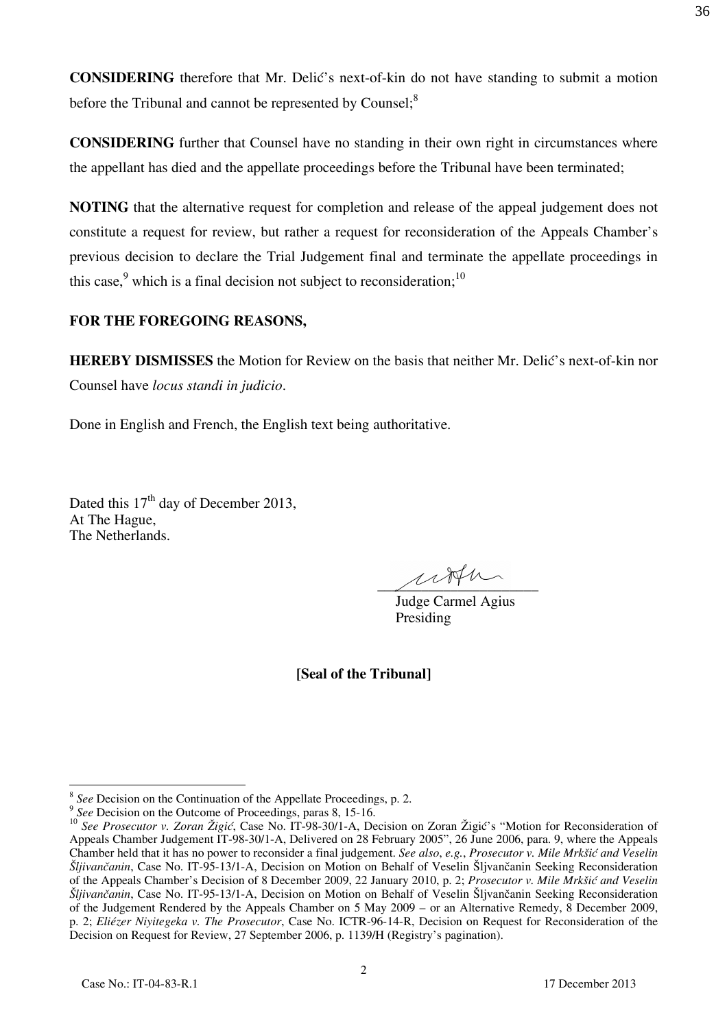**CONSIDERING** therefore that Mr. Delić's next-of-kin do not have standing to submit a motion before the Tribunal and cannot be represented by Counsel;[8]

**CONSIDERING** further that Counsel have no standing in their own right in circumstances where the appellant has died and the appellate proceedings before the Tribunal have been terminated;

**NOTING** that the alternative request for completion and release of the appeal judgement does not constitute a request for review, but rather a request for reconsideration of the Appeals Chamber's previous decision to declare the Trial Judgement final and terminate the appellate proceedings in this case,[9] which is a final decision not subject to reconsideration;[10]

**FOR THE FOREGOING REASONS,**

**HEREBY DISMISSES** the Motion for Review on the basis that neither Mr. Delić's next-of-kin nor Counsel have *locus standi in judicio*.

Done in English and French, the English text being authoritative.

Dated this 17th day of December 2013,
At The Hague,
The Netherlands.

Judge Carmel Agius
Presiding

**[Seal of the Tribunal]**

---

[8] *See* Decision on the Continuation of the Appellate Proceedings, p. 2.

[9] *See* Decision on the Outcome of Proceedings, paras 8, 15-16.

[10] *See Prosecutor v. Zoran Žigić*, Case No. IT-98-30/1-A, Decision on Zoran Žigić's "Motion for Reconsideration of Appeals Chamber Judgement IT-98-30/1-A, Delivered on 28 February 2005", 26 June 2006, para. 9, where the Appeals Chamber held that it has no power to reconsider a final judgement. *See also*, *e.g.*, *Prosecutor v. Mile Mrkšić and Veselin Šljivančanin*, Case No. IT-95-13/1-A, Decision on Motion on Behalf of Veselin Šljvančanin Seeking Reconsideration of the Appeals Chamber's Decision of 8 December 2009, 22 January 2010, p. 2; *Prosecutor v. Mile Mrkšić and Veselin Šljivančanin*, Case No. IT-95-13/1-A, Decision on Motion on Behalf of Veselin Šljvančanin Seeking Reconsideration of the Judgement Rendered by the Appeals Chamber on 5 May 2009 – or an Alternative Remedy, 8 December 2009, p. 2; *Eliézer Niyitegeka v. The Prosecutor*, Case No. ICTR-96-14-R, Decision on Request for Reconsideration of the Decision on Request for Review, 27 September 2006, p. 1139/H (Registry's pagination).